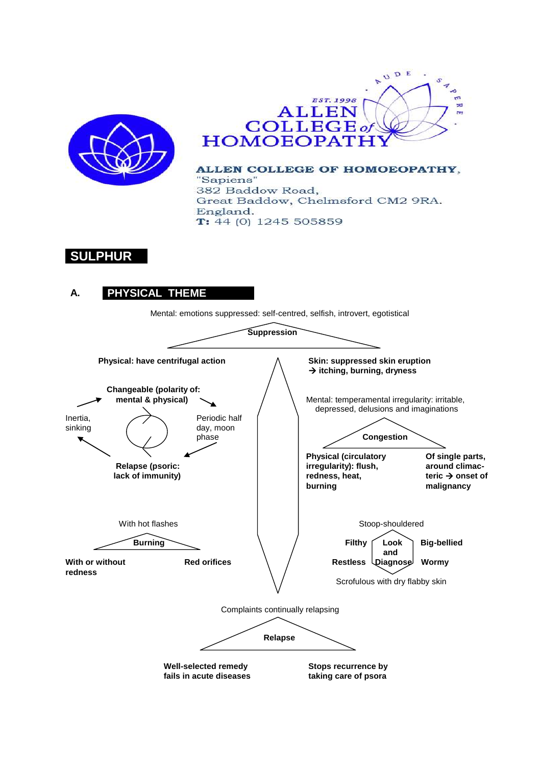ALLEN COLLEGE of HOMOEOPATHY
EST. 1998

**ALLEN COLLEGE OF HOMOEOPATHY,**
"Sapiens"
382 Baddow Road,
Great Baddow, Chelmsford CM2 9RA.
England.
**T:** 44 (0) 1245 505859

# SULPHUR

## A. PHYSICAL THEME

Mental: emotions suppressed: self-centred, selfish, introvert, egotistical

**Suppression**

**Physical: have centrifugal action**

**Skin: suppressed skin eruption**
**→ itching, burning, dryness**

**Changeable (polarity of: mental & physical)**

Inertia, sinking

Periodic half day, moon phase

**Relapse (psoric: lack of immunity)**

Mental: temperamental irregularity: irritable, depressed, delusions and imaginations

**Congestion**

**Physical (circulatory irregularity): flush, redness, heat, burning**

**Of single parts, around climacteric → onset of malignancy**

With hot flashes

**Burning**

**With or without redness**

**Red orifices**

Stoop-shouldered

**Filthy**

**Look and Diagnose**

**Big-bellied**

**Restless**

**Wormy**

Scrofulous with dry flabby skin

Complaints continually relapsing

**Relapse**

**Well-selected remedy fails in acute diseases**

**Stops recurrence by taking care of psora**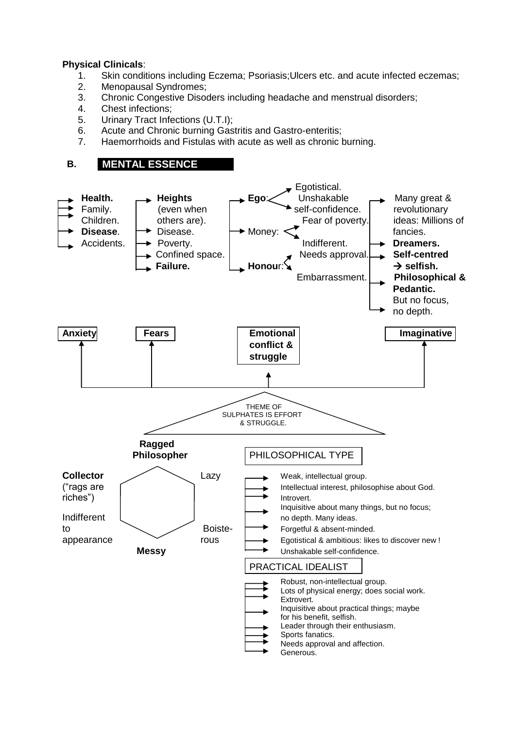**Physical Clinicals**:

1. Skin conditions including Eczema; Psoriasis;Ulcers etc. and acute infected eczemas;
2. Menopausal Syndromes;
3. Chronic Congestive Disoders including headache and menstrual disorders;
4. Chest infections;
5. Urinary Tract Infections (U.T.I);
6. Acute and Chronic burning Gastritis and Gastro-enteritis;
7. Haemorrhoids and Fistulas with acute as well as chronic burning.

## B. MENTAL ESSENCE

**Anxiety**
- **Health.**
- Family.
- Children.
- **Disease**.
- Accidents.

**Fears**
- **Heights** (even when others are).
- Disease.
- Poverty.
- Confined space.
- **Failure.**

**Emotional conflict & struggle**
- **Ego**:
  - Egotistical.
  - Unshakable self-confidence.
- Money:
  - Fear of poverty.
  - Indifferent.
- **Honour**:
  - Needs approval.
  - Embarrassment.

**Imaginative**
- Many great & revolutionary ideas: Millions of fancies.
- **Dreamers.**
- **Self-centred → selfish.**
- **Philosophical & Pedantic.**
- But no focus, no depth.

THEME OF SULPHATES IS EFFORT & STRUGGLE.

**Ragged Philosopher**
- **Collector** ("rags are riches")
- Indifferent to appearance
- **Messy**
- Lazy
- Boisterous

### PHILOSOPHICAL TYPE

- Weak, intellectual group.
- Intellectual interest, philosophise about God.
- Introvert.
- Inquisitive about many things, but no focus; no depth. Many ideas.
- Forgetful & absent-minded.
- Egotistical & ambitious: likes to discover new !
- Unshakable self-confidence.

### PRACTICAL IDEALIST

- Robust, non-intellectual group.
- Lots of physical energy; does social work.
- Extrovert.
- Inquisitive about practical things; maybe for his benefit, selfish.
- Leader through their enthusiasm.
- Sports fanatics.
- Needs approval and affection.
- Generous.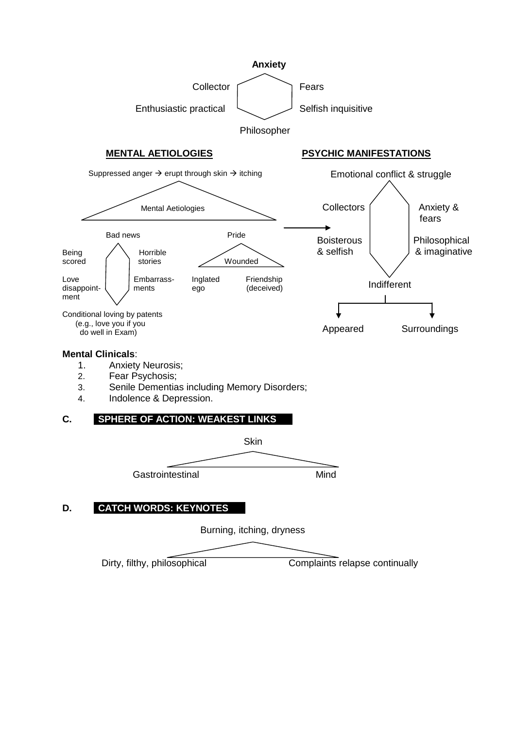**Anxiety**

Collector — Fears

Enthusiastic practical — Selfish inquisitive

Philosopher

**MENTAL AETIOLOGIES**

Suppressed anger → erupt through skin → itching

Mental Aetiologies

Bad news

Being scored — Horrible stories

Love disappoint-ment — Embarrass-ments

Conditional loving by patents (e.g., love you if you do well in Exam)

Pride

Wounded

Inglated ego — Friendship (deceived)

**PSYCHIC MANIFESTATIONS**

Emotional conflict & struggle

Collectors — Anxiety & fears

Boisterous & selfish — Philosophical & imaginative

Indifferent

Appeared — Surroundings

**Mental Clinicals**:

1. Anxiety Neurosis;
2. Fear Psychosis;
3. Senile Dementias including Memory Disorders;
4. Indolence & Depression.

## C. SPHERE OF ACTION: WEAKEST LINKS

Skin

Gastrointestinal — Mind

## D. CATCH WORDS: KEYNOTES

Burning, itching, dryness

Dirty, filthy, philosophical — Complaints relapse continually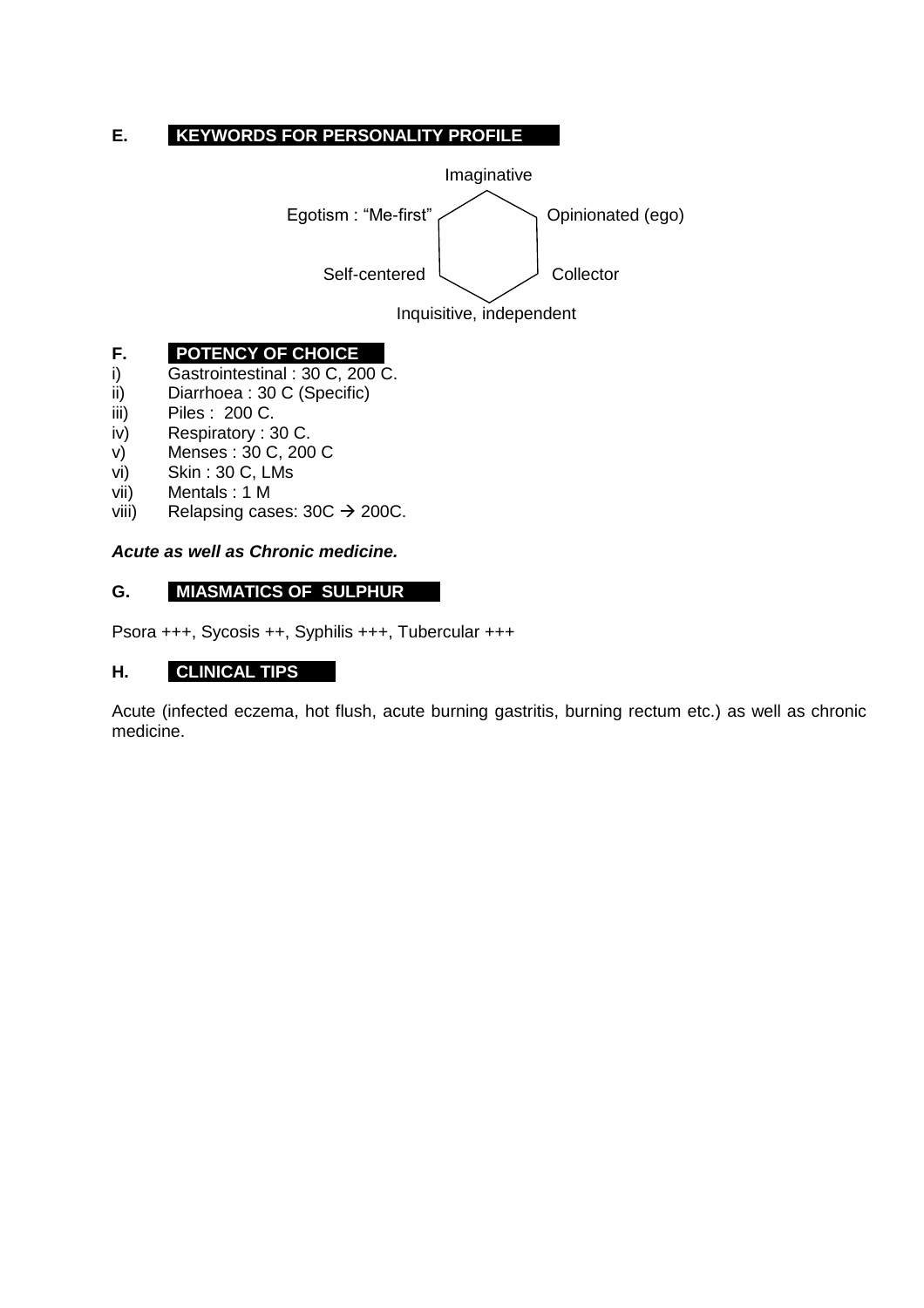## E. KEYWORDS FOR PERSONALITY PROFILE

Imaginative

Egotism : “Me-first”

Opinionated (ego)

Self-centered

Collector

Inquisitive, independent

## F. POTENCY OF CHOICE

i) Gastrointestinal : 30 C, 200 C.
ii) Diarrhoea : 30 C (Specific)
iii) Piles : 200 C.
iv) Respiratory : 30 C.
v) Menses : 30 C, 200 C
vi) Skin : 30 C, LMs
vii) Mentals : 1 M
viii) Relapsing cases: 30C → 200C.

***Acute as well as Chronic medicine.***

## G. MIASMATICS OF SULPHUR

Psora +++, Sycosis ++, Syphilis +++, Tubercular +++

## H. CLINICAL TIPS

Acute (infected eczema, hot flush, acute burning gastritis, burning rectum etc.) as well as chronic medicine.